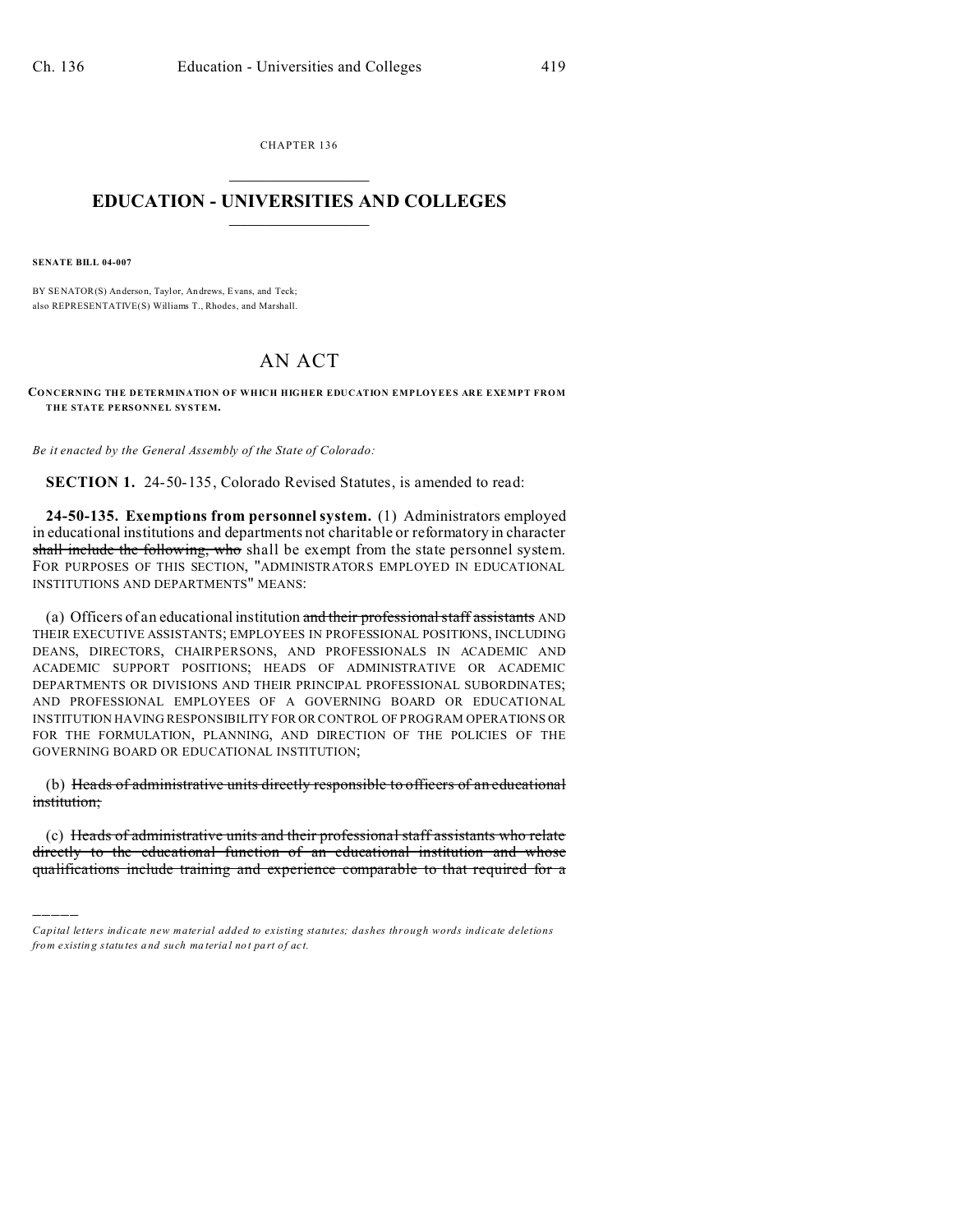CHAPTER 136

# EDUCATION - UNIVERSITIES AND COLLEGES

**SENATE BILL 04-007**

BY SENATOR(S) Anderson, Taylor, Andrews, Evans, and Teck;
also REPRESENTATIVE(S) Williams T., Rhodes, and Marshall.

## AN ACT

**CONCERNING THE DETERMINATION OF WHICH HIGHER EDUCATION EMPLOYEES ARE EXEMPT FROM THE STATE PERSONNEL SYSTEM.**

*Be it enacted by the General Assembly of the State of Colorado:*

**SECTION 1.** 24-50-135, Colorado Revised Statutes, is amended to read:

**24-50-135. Exemptions from personnel system.** (1) Administrators employed in educational institutions and departments not charitable or reformatory in character ~~shall include the following, who~~ shall be exempt from the state personnel system. FOR PURPOSES OF THIS SECTION, "ADMINISTRATORS EMPLOYED IN EDUCATIONAL INSTITUTIONS AND DEPARTMENTS" MEANS:

(a) Officers of an educational institution ~~and their professional staff assistants~~ AND THEIR EXECUTIVE ASSISTANTS; EMPLOYEES IN PROFESSIONAL POSITIONS, INCLUDING DEANS, DIRECTORS, CHAIRPERSONS, AND PROFESSIONALS IN ACADEMIC AND ACADEMIC SUPPORT POSITIONS; HEADS OF ADMINISTRATIVE OR ACADEMIC DEPARTMENTS OR DIVISIONS AND THEIR PRINCIPAL PROFESSIONAL SUBORDINATES; AND PROFESSIONAL EMPLOYEES OF A GOVERNING BOARD OR EDUCATIONAL INSTITUTION HAVING RESPONSIBILITY FOR OR CONTROL OF PROGRAM OPERATIONS OR FOR THE FORMULATION, PLANNING, AND DIRECTION OF THE POLICIES OF THE GOVERNING BOARD OR EDUCATIONAL INSTITUTION;

(b) ~~Heads of administrative units directly responsible to officers of an educational institution;~~

(c) ~~Heads of administrative units and their professional staff assistants who relate directly to the educational function of an educational institution and whose qualifications include training and experience comparable to that required for a~~

*Capital letters indicate new material added to existing statutes; dashes through words indicate deletions from existing statutes and such material not part of act.*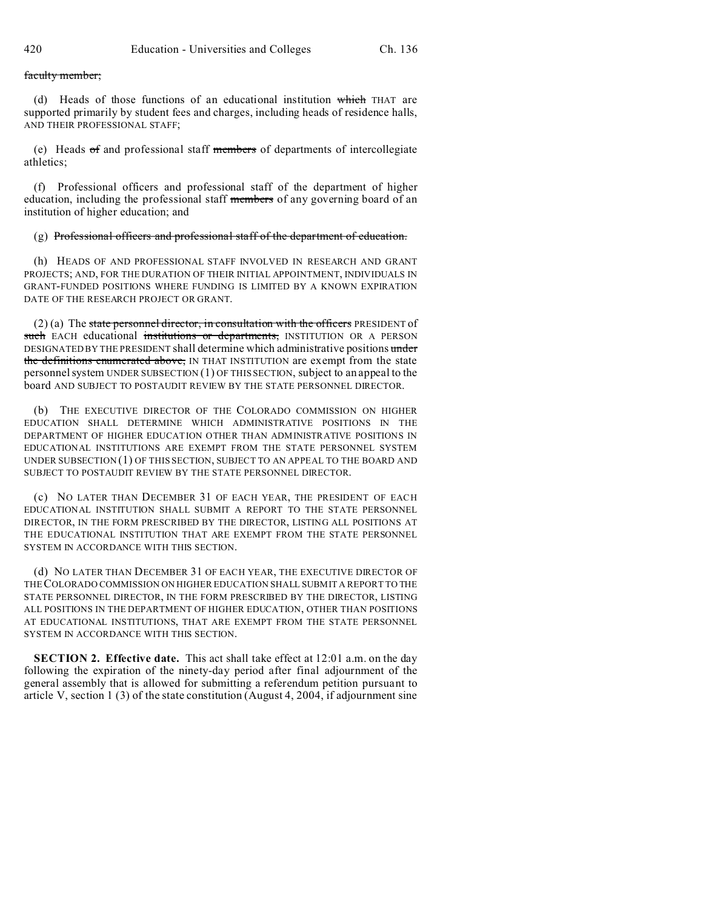~~faculty member;~~

(d) Heads of those functions of an educational institution ~~which~~ THAT are supported primarily by student fees and charges, including heads of residence halls, AND THEIR PROFESSIONAL STAFF;

(e) Heads ~~of~~ and professional staff ~~members~~ of departments of intercollegiate athletics;

(f) Professional officers and professional staff of the department of higher education, including the professional staff ~~members~~ of any governing board of an institution of higher education; and

(g) ~~Professional officers and professional staff of the department of education.~~

(h) HEADS OF AND PROFESSIONAL STAFF INVOLVED IN RESEARCH AND GRANT PROJECTS; AND, FOR THE DURATION OF THEIR INITIAL APPOINTMENT, INDIVIDUALS IN GRANT-FUNDED POSITIONS WHERE FUNDING IS LIMITED BY A KNOWN EXPIRATION DATE OF THE RESEARCH PROJECT OR GRANT.

(2) (a) The ~~state personnel director, in consultation with the officers~~ PRESIDENT of ~~such~~ EACH educational ~~institutions or departments,~~ INSTITUTION OR A PERSON DESIGNATED BY THE PRESIDENT shall determine which administrative positions ~~under the definitions enumerated above,~~ IN THAT INSTITUTION are exempt from the state personnel system UNDER SUBSECTION (1) OF THIS SECTION, subject to an appeal to the board AND SUBJECT TO POSTAUDIT REVIEW BY THE STATE PERSONNEL DIRECTOR.

(b) THE EXECUTIVE DIRECTOR OF THE COLORADO COMMISSION ON HIGHER EDUCATION SHALL DETERMINE WHICH ADMINISTRATIVE POSITIONS IN THE DEPARTMENT OF HIGHER EDUCATION OTHER THAN ADMINISTRATIVE POSITIONS IN EDUCATIONAL INSTITUTIONS ARE EXEMPT FROM THE STATE PERSONNEL SYSTEM UNDER SUBSECTION (1) OF THIS SECTION, SUBJECT TO AN APPEAL TO THE BOARD AND SUBJECT TO POSTAUDIT REVIEW BY THE STATE PERSONNEL DIRECTOR.

(c) NO LATER THAN DECEMBER 31 OF EACH YEAR, THE PRESIDENT OF EACH EDUCATIONAL INSTITUTION SHALL SUBMIT A REPORT TO THE STATE PERSONNEL DIRECTOR, IN THE FORM PRESCRIBED BY THE DIRECTOR, LISTING ALL POSITIONS AT THE EDUCATIONAL INSTITUTION THAT ARE EXEMPT FROM THE STATE PERSONNEL SYSTEM IN ACCORDANCE WITH THIS SECTION.

(d) NO LATER THAN DECEMBER 31 OF EACH YEAR, THE EXECUTIVE DIRECTOR OF THE COLORADO COMMISSION ON HIGHER EDUCATION SHALL SUBMIT A REPORT TO THE STATE PERSONNEL DIRECTOR, IN THE FORM PRESCRIBED BY THE DIRECTOR, LISTING ALL POSITIONS IN THE DEPARTMENT OF HIGHER EDUCATION, OTHER THAN POSITIONS AT EDUCATIONAL INSTITUTIONS, THAT ARE EXEMPT FROM THE STATE PERSONNEL SYSTEM IN ACCORDANCE WITH THIS SECTION.

**SECTION 2. Effective date.** This act shall take effect at 12:01 a.m. on the day following the expiration of the ninety-day period after final adjournment of the general assembly that is allowed for submitting a referendum petition pursuant to article V, section 1 (3) of the state constitution (August 4, 2004, if adjournment sine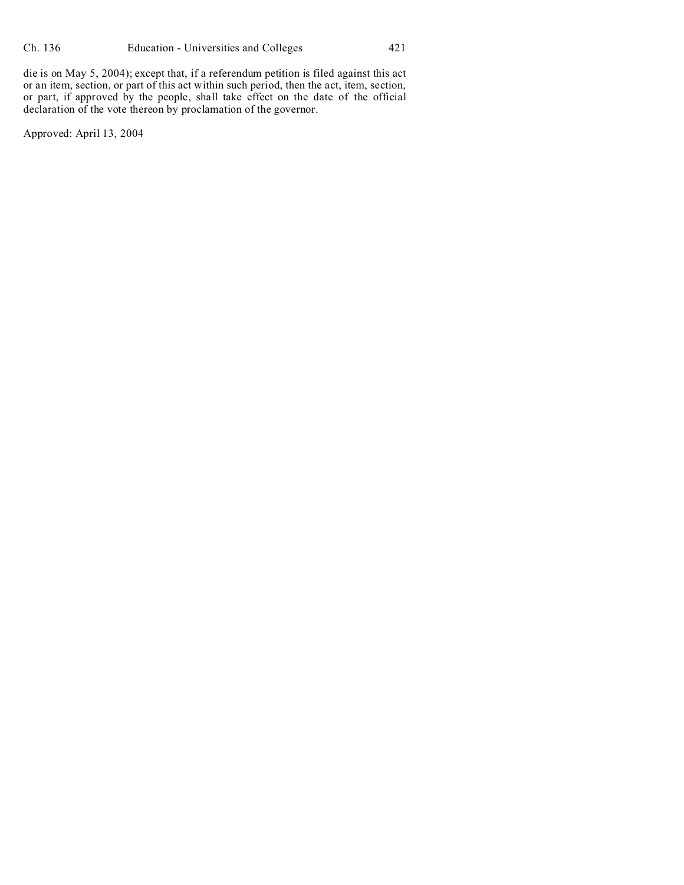die is on May 5, 2004); except that, if a referendum petition is filed against this act or an item, section, or part of this act within such period, then the act, item, section, or part, if approved by the people, shall take effect on the date of the official declaration of the vote thereon by proclamation of the governor.

Approved: April 13, 2004